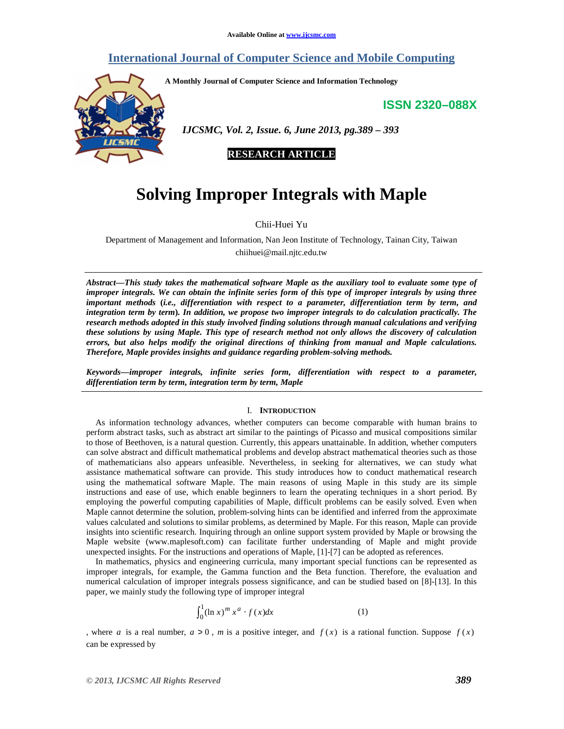Available Online at www.ijcsmc.com

# International Journal of Computer Science and Mobile Computing

**A Monthly Journal of Computer Science and Information Technology**

**ISSN 2320–088X**

*IJCSMC, Vol. 2, Issue. 6, June 2013, pg.389 – 393*

**RESEARCH ARTICLE**

# Solving Improper Integrals with Maple

Chii-Huei Yu

Department of Management and Information, Nan Jeon Institute of Technology, Tainan City, Taiwan

chiihuei@mail.njtc.edu.tw

***Abstract—This study takes the mathematical software Maple as the auxiliary tool to evaluate some type of improper integrals. We can obtain the infinite series form of this type of improper integrals by using three important methods (i.e., differentiation with respect to a parameter, differentiation term by term, and integration term by term). In addition, we propose two improper integrals to do calculation practically. The research methods adopted in this study involved finding solutions through manual calculations and verifying these solutions by using Maple. This type of research method not only allows the discovery of calculation errors, but also helps modify the original directions of thinking from manual and Maple calculations. Therefore, Maple provides insights and guidance regarding problem-solving methods.***

***Keywords—improper integrals, infinite series form, differentiation with respect to a parameter, differentiation term by term, integration term by term, Maple***

## I. Introduction

As information technology advances, whether computers can become comparable with human brains to perform abstract tasks, such as abstract art similar to the paintings of Picasso and musical compositions similar to those of Beethoven, is a natural question. Currently, this appears unattainable. In addition, whether computers can solve abstract and difficult mathematical problems and develop abstract mathematical theories such as those of mathematicians also appears unfeasible. Nevertheless, in seeking for alternatives, we can study what assistance mathematical software can provide. This study introduces how to conduct mathematical research using the mathematical software Maple. The main reasons of using Maple in this study are its simple instructions and ease of use, which enable beginners to learn the operating techniques in a short period. By employing the powerful computing capabilities of Maple, difficult problems can be easily solved. Even when Maple cannot determine the solution, problem-solving hints can be identified and inferred from the approximate values calculated and solutions to similar problems, as determined by Maple. For this reason, Maple can provide insights into scientific research. Inquiring through an online support system provided by Maple or browsing the Maple website (www.maplesoft.com) can facilitate further understanding of Maple and might provide unexpected insights. For the instructions and operations of Maple, [1]-[7] can be adopted as references.

In mathematics, physics and engineering curricula, many important special functions can be represented as improper integrals, for example, the Gamma function and the Beta function. Therefore, the evaluation and numerical calculation of improper integrals possess significance, and can be studied based on [8]-[13]. In this paper, we mainly study the following type of improper integral

$$\int_0^1 (\ln x)^m x^a \cdot f(x)dx \qquad (1)$$

, where $a$ is a real number, $a > 0$, $m$ is a positive integer, and $f(x)$ is a rational function. Suppose $f(x)$ can be expressed by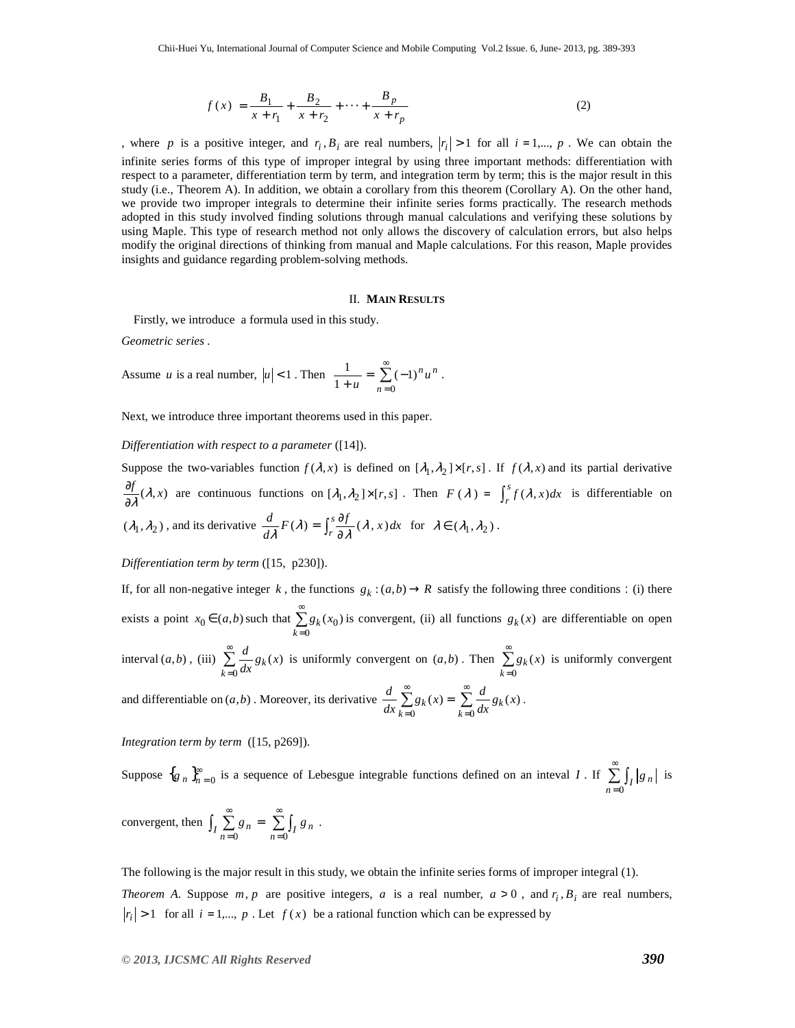$$f(x) = \frac{B_1}{x + r_1} + \frac{B_2}{x + r_2} + \cdots + \frac{B_p}{x + r_p} \tag{2}$$

, where $p$ is a positive integer, and $r_i, B_i$ are real numbers, $|r_i| > 1$ for all $i = 1, \ldots, p$. We can obtain the infinite series forms of this type of improper integral by using three important methods: differentiation with respect to a parameter, differentiation term by term, and integration term by term; this is the major result in this study (i.e., Theorem A). In addition, we obtain a corollary from this theorem (Corollary A). On the other hand, we provide two improper integrals to determine their infinite series forms practically. The research methods adopted in this study involved finding solutions through manual calculations and verifying these solutions by using Maple. This type of research method not only allows the discovery of calculation errors, but also helps modify the original directions of thinking from manual and Maple calculations. For this reason, Maple provides insights and guidance regarding problem-solving methods.

## II. MAIN RESULTS

Firstly, we introduce a formula used in this study.

*Geometric series* .

Assume $u$ is a real number, $|u| < 1$. Then $\dfrac{1}{1+u} = \displaystyle\sum_{n=0}^{\infty} (-1)^n u^n$.

Next, we introduce three important theorems used in this paper.

*Differentiation with respect to a parameter* ([14]).

Suppose the two-variables function $f(\lambda, x)$ is defined on $[\lambda_1, \lambda_2] \times [r, s]$. If $f(\lambda, x)$ and its partial derivative $\dfrac{\partial f}{\partial \lambda}(\lambda, x)$ are continuous functions on $[\lambda_1, \lambda_2] \times [r, s]$. Then $F(\lambda) = \int_r^s f(\lambda, x)dx$ is differentiable on $(\lambda_1, \lambda_2)$, and its derivative $\dfrac{d}{d\lambda}F(\lambda) = \displaystyle\int_r^s \frac{\partial f}{\partial \lambda}(\lambda, x)dx$ for $\lambda \in (\lambda_1, \lambda_2)$.

*Differentiation term by term* ([15, p230]).

If, for all non-negative integer $k$, the functions $g_k : (a,b) \to R$ satisfy the following three conditions : (i) there exists a point $x_0 \in (a,b)$ such that $\displaystyle\sum_{k=0}^{\infty} g_k(x_0)$ is convergent, (ii) all functions $g_k(x)$ are differentiable on open interval $(a,b)$, (iii) $\displaystyle\sum_{k=0}^{\infty} \frac{d}{dx} g_k(x)$ is uniformly convergent on $(a,b)$. Then $\displaystyle\sum_{k=0}^{\infty} g_k(x)$ is uniformly convergent and differentiable on $(a,b)$. Moreover, its derivative $\dfrac{d}{dx}\displaystyle\sum_{k=0}^{\infty} g_k(x) = \sum_{k=0}^{\infty} \frac{d}{dx} g_k(x)$.

*Integration term by term* ([15, p269]).

Suppose $\{g_n\}_{n=0}^{\infty}$ is a sequence of Lebesgue integrable functions defined on an inteval $I$. If $\displaystyle\sum_{n=0}^{\infty} \int_I |g_n|$ is convergent, then $\displaystyle\int_I \sum_{n=0}^{\infty} g_n = \sum_{n=0}^{\infty} \int_I g_n$.

The following is the major result in this study, we obtain the infinite series forms of improper integral (1).

*Theorem A.* Suppose $m, p$ are positive integers, $a$ is a real number, $a > 0$, and $r_i, B_i$ are real numbers, $|r_i| > 1$ for all $i = 1, \ldots, p$. Let $f(x)$ be a rational function which can be expressed by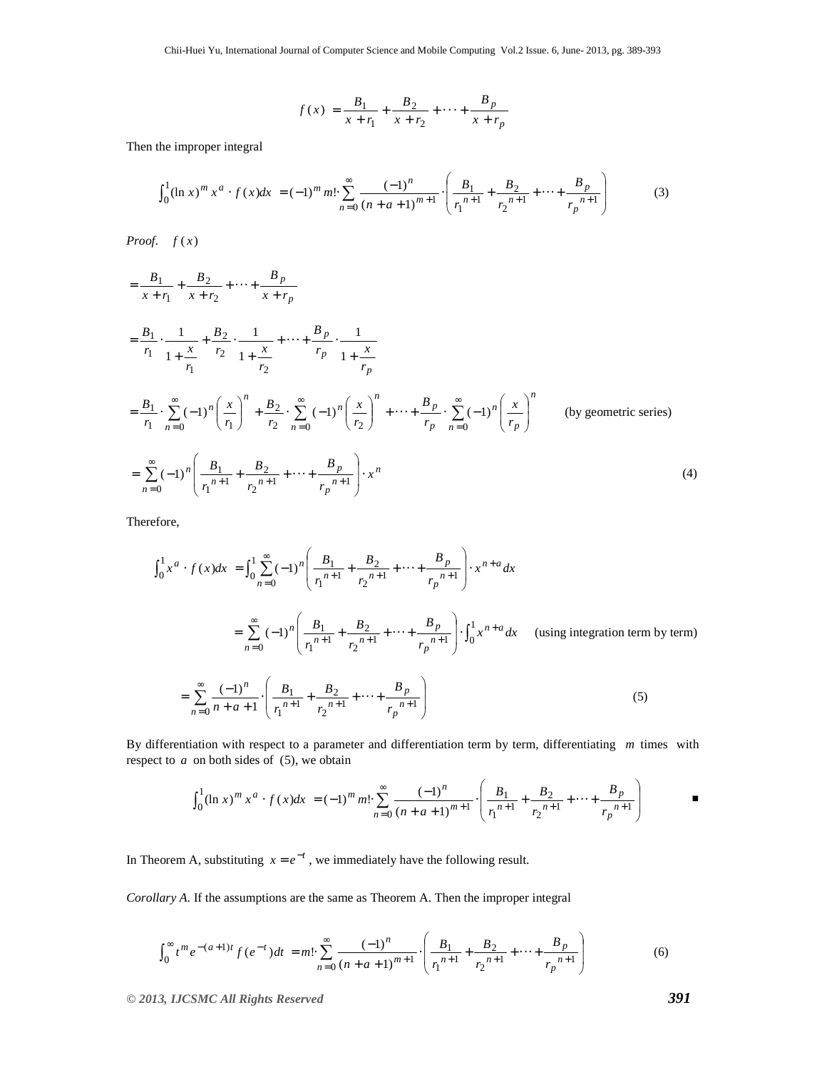$$f(x) = \frac{B_1}{x+r_1} + \frac{B_2}{x+r_2} + \cdots + \frac{B_p}{x+r_p}$$

Then the improper integral

$$\int_0^1 (\ln x)^m x^a \cdot f(x)dx = (-1)^m m! \cdot \sum_{n=0}^{\infty} \frac{(-1)^n}{(n+a+1)^{m+1}} \cdot \left( \frac{B_1}{r_1^{\,n+1}} + \frac{B_2}{r_2^{\,n+1}} + \cdots + \frac{B_p}{r_p^{\,n+1}} \right) \quad (3)$$

*Proof.* $f(x)$

$$= \frac{B_1}{x+r_1} + \frac{B_2}{x+r_2} + \cdots + \frac{B_p}{x+r_p}$$

$$= \frac{B_1}{r_1} \cdot \frac{1}{1+\frac{x}{r_1}} + \frac{B_2}{r_2} \cdot \frac{1}{1+\frac{x}{r_2}} + \cdots + \frac{B_p}{r_p} \cdot \frac{1}{1+\frac{x}{r_p}}$$

$$= \frac{B_1}{r_1} \cdot \sum_{n=0}^{\infty} (-1)^n \left(\frac{x}{r_1}\right)^n + \frac{B_2}{r_2} \cdot \sum_{n=0}^{\infty} (-1)^n \left(\frac{x}{r_2}\right)^n + \cdots + \frac{B_p}{r_p} \cdot \sum_{n=0}^{\infty} (-1)^n \left(\frac{x}{r_p}\right)^n \quad \text{(by geometric series)}$$

$$= \sum_{n=0}^{\infty} (-1)^n \left( \frac{B_1}{r_1^{\,n+1}} + \frac{B_2}{r_2^{\,n+1}} + \cdots + \frac{B_p}{r_p^{\,n+1}} \right) \cdot x^n \quad (4)$$

Therefore,

$$\int_0^1 x^a \cdot f(x)dx = \int_0^1 \sum_{n=0}^{\infty} (-1)^n \left( \frac{B_1}{r_1^{\,n+1}} + \frac{B_2}{r_2^{\,n+1}} + \cdots + \frac{B_p}{r_p^{\,n+1}} \right) \cdot x^{n+a} dx$$

$$= \sum_{n=0}^{\infty} (-1)^n \left( \frac{B_1}{r_1^{\,n+1}} + \frac{B_2}{r_2^{\,n+1}} + \cdots + \frac{B_p}{r_p^{\,n+1}} \right) \cdot \int_0^1 x^{n+a} dx \quad \text{(using integration term by term)}$$

$$= \sum_{n=0}^{\infty} \frac{(-1)^n}{n+a+1} \cdot \left( \frac{B_1}{r_1^{\,n+1}} + \frac{B_2}{r_2^{\,n+1}} + \cdots + \frac{B_p}{r_p^{\,n+1}} \right) \quad (5)$$

By differentiation with respect to a parameter and differentiation term by term, differentiating $m$ times with respect to $a$ on both sides of (5), we obtain

$$\int_0^1 (\ln x)^m x^a \cdot f(x)dx = (-1)^m m! \cdot \sum_{n=0}^{\infty} \frac{(-1)^n}{(n+a+1)^{m+1}} \cdot \left( \frac{B_1}{r_1^{\,n+1}} + \frac{B_2}{r_2^{\,n+1}} + \cdots + \frac{B_p}{r_p^{\,n+1}} \right) \quad \blacksquare$$

In Theorem A, substituting $x = e^{-t}$, we immediately have the following result.

*Corollary A.* If the assumptions are the same as Theorem A. Then the improper integral

$$\int_0^{\infty} t^m e^{-(a+1)t} f(e^{-t}) dt = m! \cdot \sum_{n=0}^{\infty} \frac{(-1)^n}{(n+a+1)^{m+1}} \cdot \left( \frac{B_1}{r_1^{\,n+1}} + \frac{B_2}{r_2^{\,n+1}} + \cdots + \frac{B_p}{r_p^{\,n+1}} \right) \quad (6)$$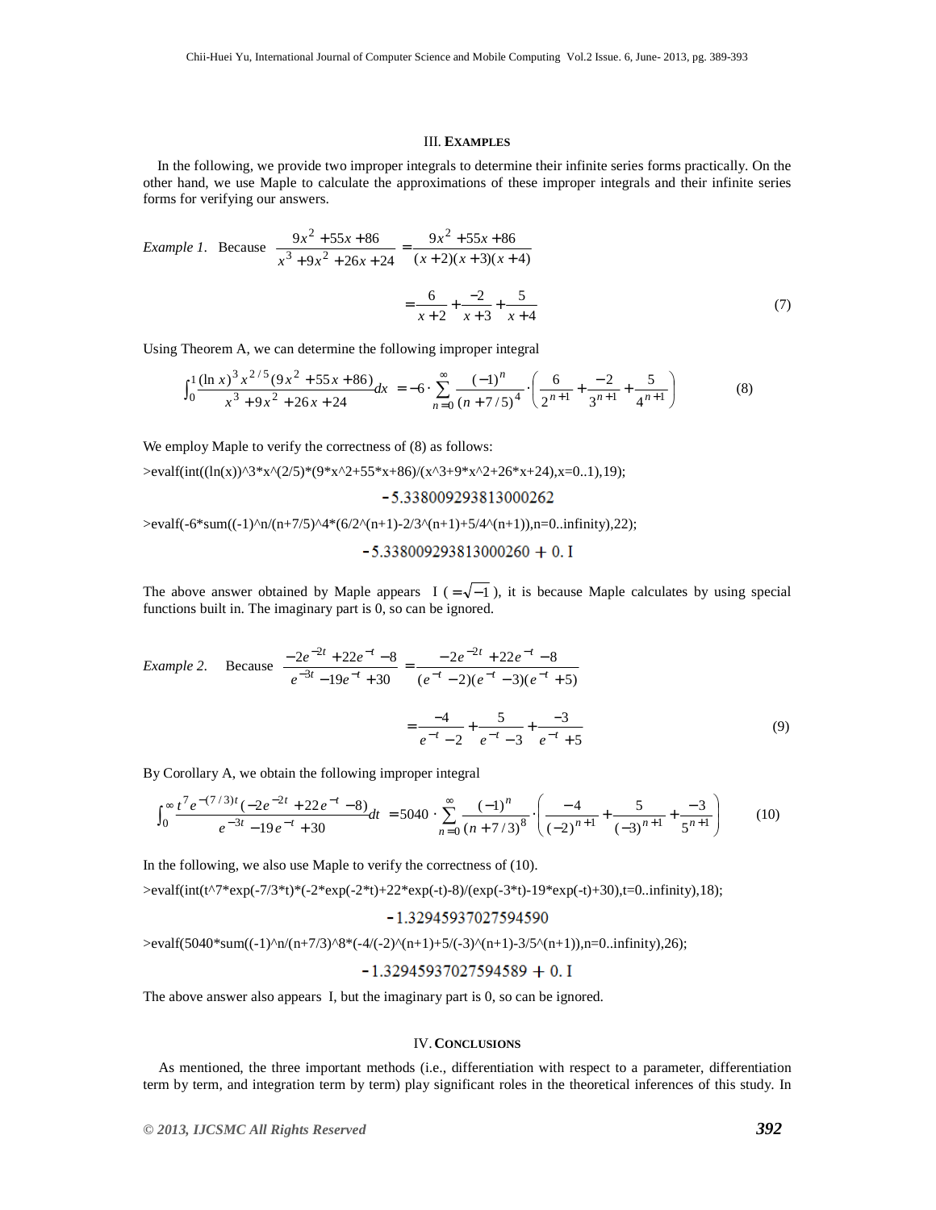## III. EXAMPLES

In the following, we provide two improper integrals to determine their infinite series forms practically. On the other hand, we use Maple to calculate the approximations of these improper integrals and their infinite series forms for verifying our answers.

*Example 1*. Because

$$\frac{9x^2+55x+86}{x^3+9x^2+26x+24}=\frac{9x^2+55x+86}{(x+2)(x+3)(x+4)}$$

$$=\frac{6}{x+2}+\frac{-2}{x+3}+\frac{5}{x+4} \tag{7}$$

Using Theorem A, we can determine the following improper integral

$$\int_0^1 \frac{(\ln x)^3 x^{2/5}(9x^2+55x+86)}{x^3+9x^2+26x+24}dx=-6\cdot\sum_{n=0}^{\infty}\frac{(-1)^n}{(n+7/5)^4}\cdot\left(\frac{6}{2^{n+1}}+\frac{-2}{3^{n+1}}+\frac{5}{4^{n+1}}\right) \tag{8}$$

We employ Maple to verify the correctness of (8) as follows:

```
>evalf(int((ln(x))^3*x^(2/5)*(9*x^2+55*x+86)/(x^3+9*x^2+26*x+24),x=0..1),19);
```

$$-5.338009293813000262$$

```
>evalf(-6*sum((-1)^n/(n+7/5)^4*(6/2^(n+1)-2/3^(n+1)+5/4^(n+1)),n=0..infinity),22);
```

$$-5.338009293813000260+0.\,I$$

The above answer obtained by Maple appears I ( $=\sqrt{-1}$ ), it is because Maple calculates by using special functions built in. The imaginary part is 0, so can be ignored.

*Example 2*. Because

$$\frac{-2e^{-2t}+22e^{-t}-8}{e^{-3t}-19e^{-t}+30}=\frac{-2e^{-2t}+22e^{-t}-8}{(e^{-t}-2)(e^{-t}-3)(e^{-t}+5)}$$

$$=\frac{-4}{e^{-t}-2}+\frac{5}{e^{-t}-3}+\frac{-3}{e^{-t}+5} \tag{9}$$

By Corollary A, we obtain the following improper integral

$$\int_0^{\infty}\frac{t^7 e^{-(7/3)t}(-2e^{-2t}+22e^{-t}-8)}{e^{-3t}-19e^{-t}+30}dt=5040\cdot\sum_{n=0}^{\infty}\frac{(-1)^n}{(n+7/3)^8}\cdot\left(\frac{-4}{(-2)^{n+1}}+\frac{5}{(-3)^{n+1}}+\frac{-3}{5^{n+1}}\right) \tag{10}$$

In the following, we also use Maple to verify the correctness of (10).

```
>evalf(int(t^7*exp(-7/3*t)*(-2*exp(-2*t)+22*exp(-t)-8)/(exp(-3*t)-19*exp(-t)+30),t=0..infinity),18);
```

$$-1.32945937027594590$$

```
>evalf(5040*sum((-1)^n/(n+7/3)^8*(-4/(-2)^(n+1)+5/(-3)^(n+1)-3/5^(n+1)),n=0..infinity),26);
```

$$-1.32945937027594589+0.\,I$$

The above answer also appears I, but the imaginary part is 0, so can be ignored.

## IV. CONCLUSIONS

As mentioned, the three important methods (i.e., differentiation with respect to a parameter, differentiation term by term, and integration term by term) play significant roles in the theoretical inferences of this study. In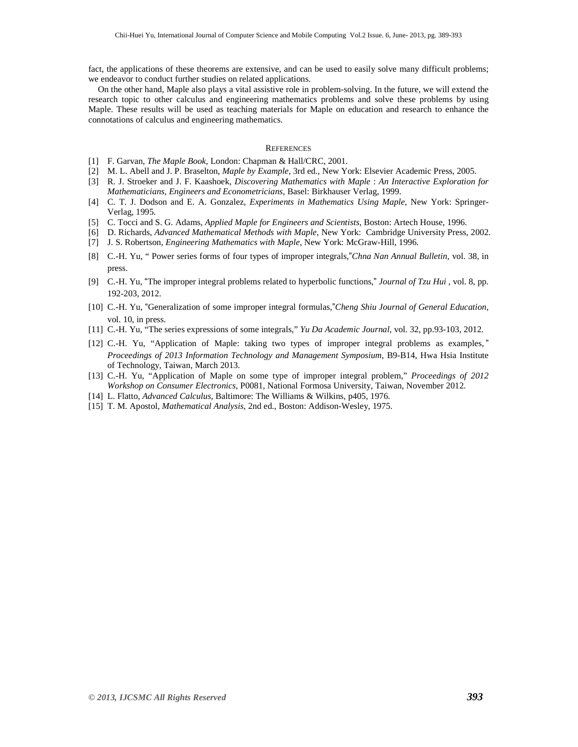fact, the applications of these theorems are extensive, and can be used to easily solve many difficult problems; we endeavor to conduct further studies on related applications.

On the other hand, Maple also plays a vital assistive role in problem-solving. In the future, we will extend the research topic to other calculus and engineering mathematics problems and solve these problems by using Maple. These results will be used as teaching materials for Maple on education and research to enhance the connotations of calculus and engineering mathematics.

## REFERENCES

[1] F. Garvan, *The Maple Book*, London: Chapman & Hall/CRC, 2001.

[2] M. L. Abell and J. P. Braselton, *Maple by Example*, 3rd ed., New York: Elsevier Academic Press, 2005.

[3] R. J. Stroeker and J. F. Kaashoek, *Discovering Mathematics with Maple : An Interactive Exploration for Mathematicians, Engineers and Econometricians*, Basel: Birkhauser Verlag, 1999.

[4] C. T. J. Dodson and E. A. Gonzalez, *Experiments in Mathematics Using Maple*, New York: Springer-Verlag, 1995.

[5] C. Tocci and S. G. Adams, *Applied Maple for Engineers and Scientists*, Boston: Artech House, 1996.

[6] D. Richards, *Advanced Mathematical Methods with Maple*, New York: Cambridge University Press, 2002.

[7] J. S. Robertson, *Engineering Mathematics with Maple*, New York: McGraw-Hill, 1996.

[8] C.-H. Yu, " Power series forms of four types of improper integrals,"*Chna Nan Annual Bulletin*, vol. 38, in press.

[9] C.-H. Yu, "The improper integral problems related to hyperbolic functions," *Journal of Tzu Hui* , vol. 8, pp. 192-203, 2012.

[10] C.-H. Yu, "Generalization of some improper integral formulas,"*Cheng Shiu Journal of General Education*, vol. 10, in press.

[11] C.-H. Yu, "The series expressions of some integrals," *Yu Da Academic Journal*, vol. 32, pp.93-103, 2012.

[12] C.-H. Yu, "Application of Maple: taking two types of improper integral problems as examples," *Proceedings of 2013 Information Technology and Management Symposium*, B9-B14, Hwa Hsia Institute of Technology, Taiwan, March 2013.

[13] C.-H. Yu, "Application of Maple on some type of improper integral problem," *Proceedings of 2012 Workshop on Consumer Electronics*, P0081, National Formosa University, Taiwan, November 2012.

[14] L. Flatto, *Advanced Calculus*, Baltimore: The Williams & Wilkins, p405, 1976.

[15] T. M. Apostol, *Mathematical Analysis*, 2nd ed., Boston: Addison-Wesley, 1975.